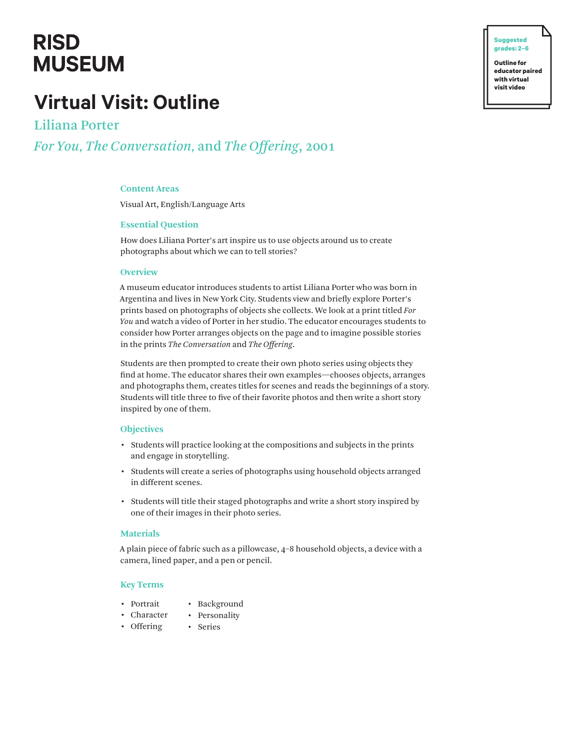RISD MUSEUM

Suggested grades: 2–6

**Outline for educator paired with virtual visit video**

# Virtual Visit: Outline

## Liliana Porter

### *For You, The Conversation,* and *The Offering*, 2001

### Content Areas

Visual Art, English/Language Arts

### Essential Question

How does Liliana Porter's art inspire us to use objects around us to create photographs about which we can to tell stories?

### Overview

A museum educator introduces students to artist Liliana Porter who was born in Argentina and lives in New York City. Students view and briefly explore Porter's prints based on photographs of objects she collects. We look at a print titled *For You* and watch a video of Porter in her studio. The educator encourages students to consider how Porter arranges objects on the page and to imagine possible stories in the prints *The Conversation* and *The Offering*.

Students are then prompted to create their own photo series using objects they find at home. The educator shares their own examples—chooses objects, arranges and photographs them, creates titles for scenes and reads the beginnings of a story. Students will title three to five of their favorite photos and then write a short story inspired by one of them.

### Objectives

- Students will practice looking at the compositions and subjects in the prints and engage in storytelling.
- Students will create a series of photographs using household objects arranged in different scenes.
- Students will title their staged photographs and write a short story inspired by one of their images in their photo series.

### Materials

A plain piece of fabric such as a pillowcase, 4–8 household objects, a device with a camera, lined paper, and a pen or pencil.

### Key Terms

- Portrait
- Character
- Offering
- Background
- Personality
- Series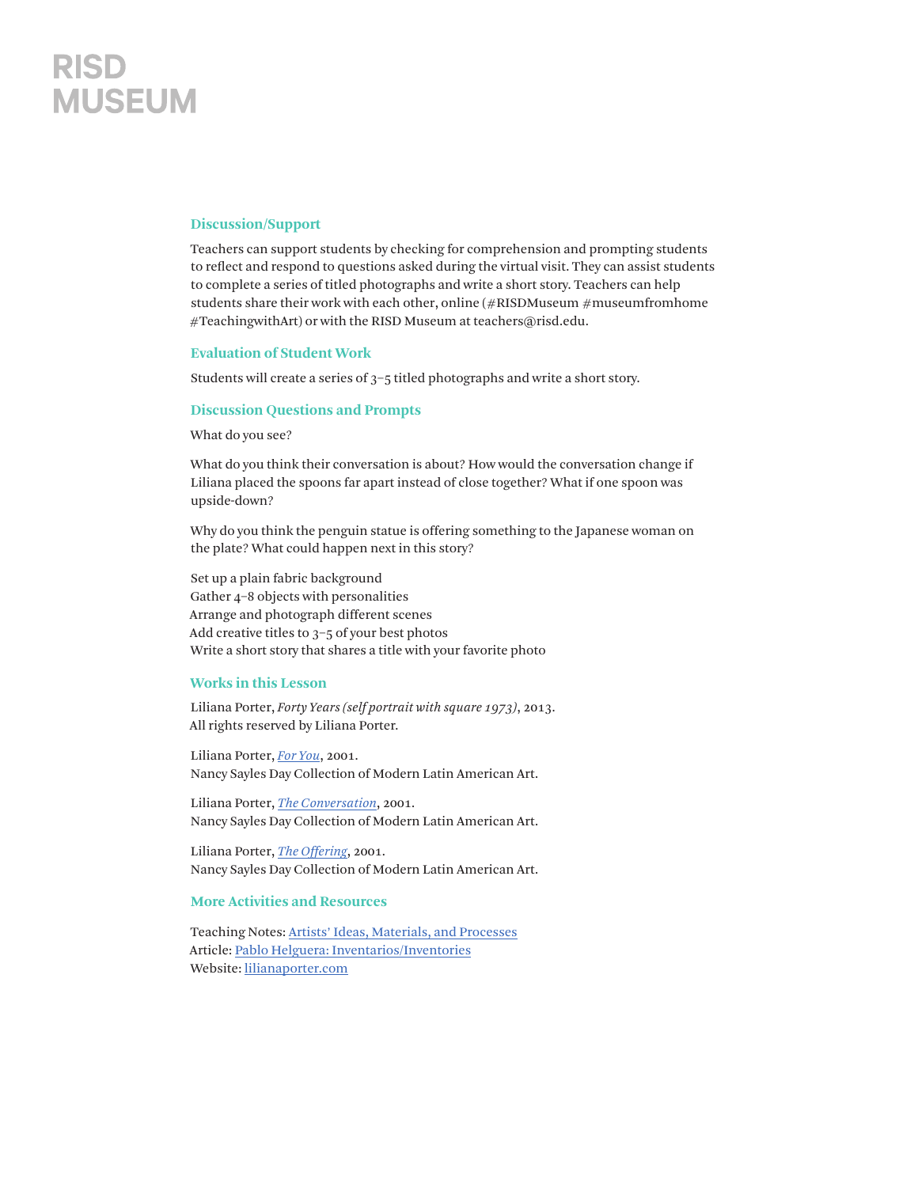## Discussion/Support

Teachers can support students by checking for comprehension and prompting students to reflect and respond to questions asked during the virtual visit. They can assist students to complete a series of titled photographs and write a short story. Teachers can help students share their work with each other, online (#RISDMuseum #museumfromhome #TeachingwithArt) or with the RISD Museum at teachers@risd.edu.

## Evaluation of Student Work

Students will create a series of 3–5 titled photographs and write a short story.

## Discussion Questions and Prompts

What do you see?

What do you think their conversation is about? How would the conversation change if Liliana placed the spoons far apart instead of close together? What if one spoon was upside-down?

Why do you think the penguin statue is offering something to the Japanese woman on the plate? What could happen next in this story?

Set up a plain fabric background
Gather 4–8 objects with personalities
Arrange and photograph different scenes
Add creative titles to 3–5 of your best photos
Write a short story that shares a title with your favorite photo

## Works in this Lesson

Liliana Porter, *Forty Years (self portrait with square 1973)*, 2013.
All rights reserved by Liliana Porter.

Liliana Porter, *For You*, 2001.
Nancy Sayles Day Collection of Modern Latin American Art.

Liliana Porter, *The Conversation*, 2001.
Nancy Sayles Day Collection of Modern Latin American Art.

Liliana Porter, *The Offering*, 2001.
Nancy Sayles Day Collection of Modern Latin American Art.

## More Activities and Resources

Teaching Notes: Artists' Ideas, Materials, and Processes
Article: Pablo Helguera: Inventarios/Inventories
Website: lilianaporter.com